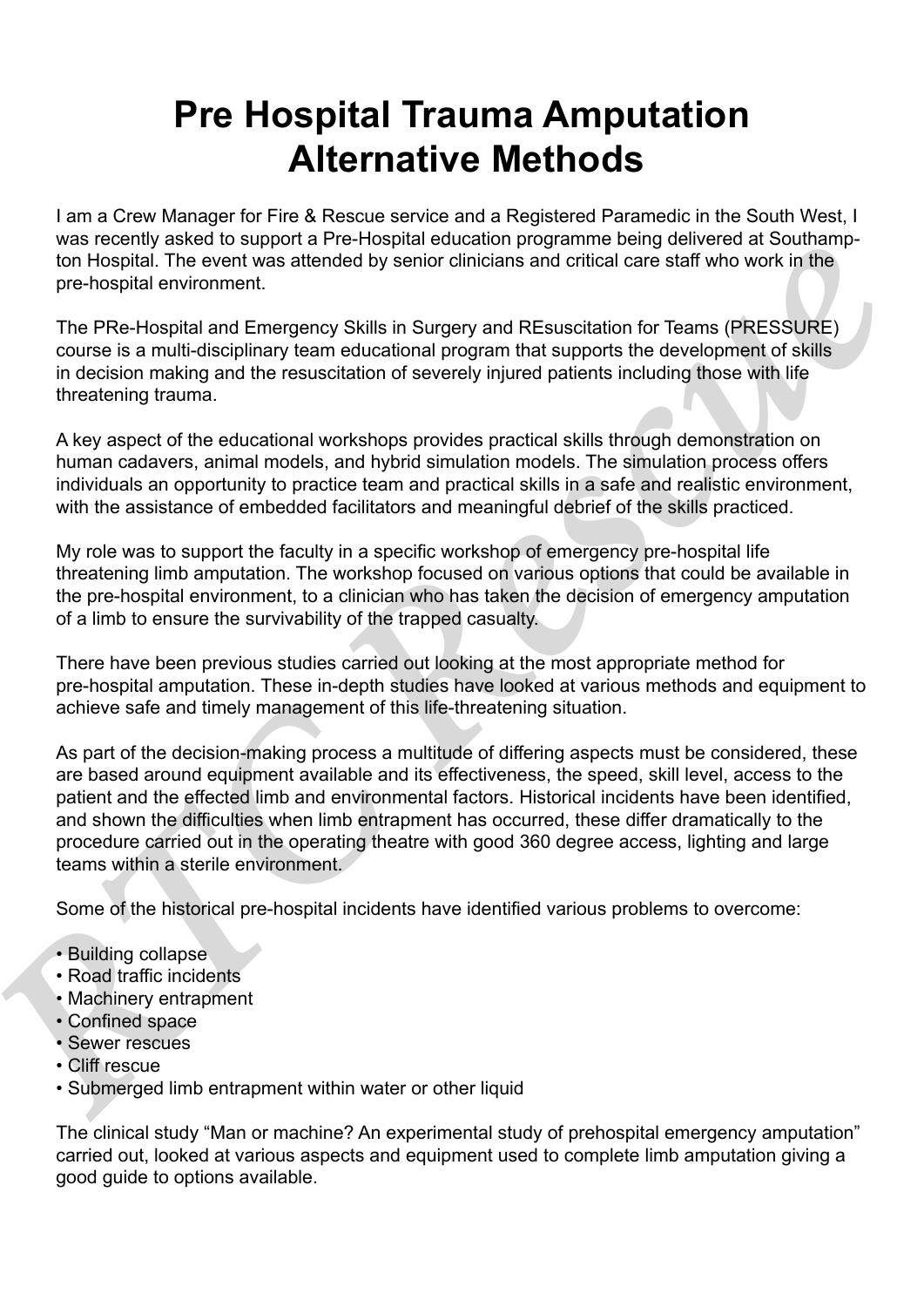# Pre Hospital Trauma Amputation Alternative Methods

I am a Crew Manager for Fire & Rescue service and a Registered Paramedic in the South West, I was recently asked to support a Pre-Hospital education programme being delivered at Southampton Hospital. The event was attended by senior clinicians and critical care staff who work in the pre-hospital environment.

The PRe-Hospital and Emergency Skills in Surgery and REsuscitation for Teams (PRESSURE) course is a multi-disciplinary team educational program that supports the development of skills in decision making and the resuscitation of severely injured patients including those with life threatening trauma.

A key aspect of the educational workshops provides practical skills through demonstration on human cadavers, animal models, and hybrid simulation models. The simulation process offers individuals an opportunity to practice team and practical skills in a safe and realistic environment, with the assistance of embedded facilitators and meaningful debrief of the skills practiced.

My role was to support the faculty in a specific workshop of emergency pre-hospital life threatening limb amputation. The workshop focused on various options that could be available in the pre-hospital environment, to a clinician who has taken the decision of emergency amputation of a limb to ensure the survivability of the trapped casualty.

There have been previous studies carried out looking at the most appropriate method for pre-hospital amputation. These in-depth studies have looked at various methods and equipment to achieve safe and timely management of this life-threatening situation.

As part of the decision-making process a multitude of differing aspects must be considered, these are based around equipment available and its effectiveness, the speed, skill level, access to the patient and the effected limb and environmental factors. Historical incidents have been identified, and shown the difficulties when limb entrapment has occurred, these differ dramatically to the procedure carried out in the operating theatre with good 360 degree access, lighting and large teams within a sterile environment.

Some of the historical pre-hospital incidents have identified various problems to overcome:

- Building collapse
- Road traffic incidents
- Machinery entrapment
- Confined space
- Sewer rescues
- Cliff rescue
- Submerged limb entrapment within water or other liquid

The clinical study "Man or machine? An experimental study of prehospital emergency amputation" carried out, looked at various aspects and equipment used to complete limb amputation giving a good guide to options available.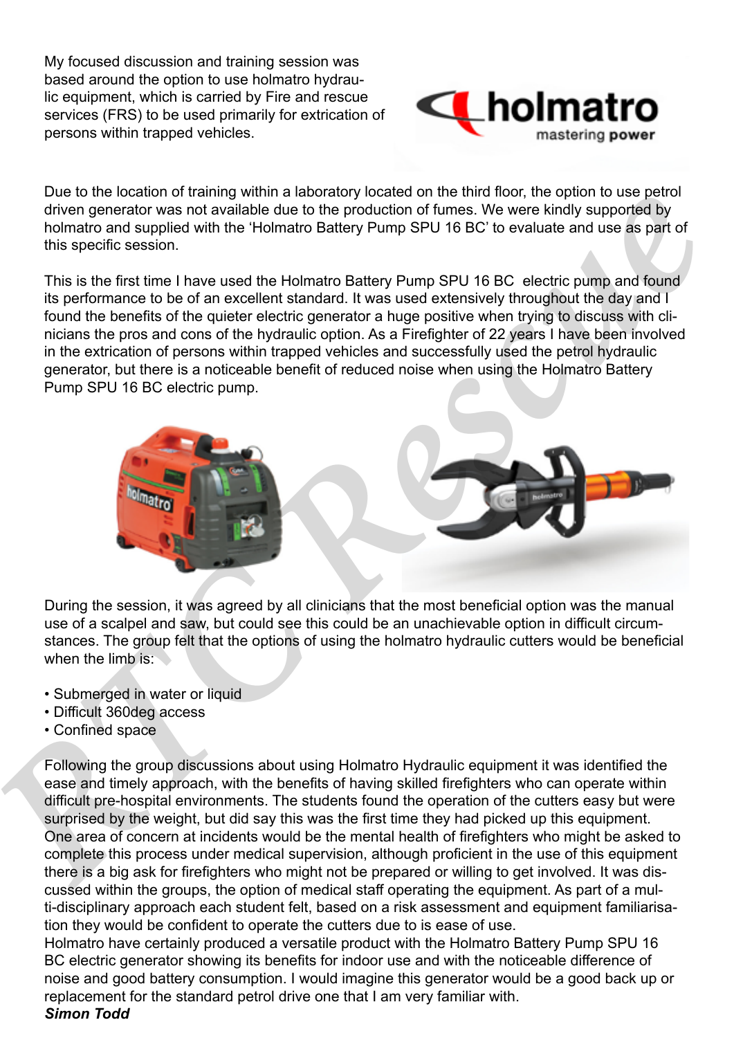My focused discussion and training session was based around the option to use holmatro hydraulic equipment, which is carried by Fire and rescue services (FRS) to be used primarily for extrication of persons within trapped vehicles.

Due to the location of training within a laboratory located on the third floor, the option to use petrol driven generator was not available due to the production of fumes. We were kindly supported by holmatro and supplied with the 'Holmatro Battery Pump SPU 16 BC' to evaluate and use as part of this specific session.

This is the first time I have used the Holmatro Battery Pump SPU 16 BC electric pump and found its performance to be of an excellent standard. It was used extensively throughout the day and I found the benefits of the quieter electric generator a huge positive when trying to discuss with clinicians the pros and cons of the hydraulic option. As a Firefighter of 22 years I have been involved in the extrication of persons within trapped vehicles and successfully used the petrol hydraulic generator, but there is a noticeable benefit of reduced noise when using the Holmatro Battery Pump SPU 16 BC electric pump.

During the session, it was agreed by all clinicians that the most beneficial option was the manual use of a scalpel and saw, but could see this could be an unachievable option in difficult circumstances. The group felt that the options of using the holmatro hydraulic cutters would be beneficial when the limb is:

- Submerged in water or liquid
- Difficult 360deg access
- Confined space

Following the group discussions about using Holmatro Hydraulic equipment it was identified the ease and timely approach, with the benefits of having skilled firefighters who can operate within difficult pre-hospital environments. The students found the operation of the cutters easy but were surprised by the weight, but did say this was the first time they had picked up this equipment. One area of concern at incidents would be the mental health of firefighters who might be asked to complete this process under medical supervision, although proficient in the use of this equipment there is a big ask for firefighters who might not be prepared or willing to get involved. It was discussed within the groups, the option of medical staff operating the equipment. As part of a multi-disciplinary approach each student felt, based on a risk assessment and equipment familiarisation they would be confident to operate the cutters due to is ease of use.
Holmatro have certainly produced a versatile product with the Holmatro Battery Pump SPU 16 BC electric generator showing its benefits for indoor use and with the noticeable difference of noise and good battery consumption. I would imagine this generator would be a good back up or replacement for the standard petrol drive one that I am very familiar with.
***Simon Todd***